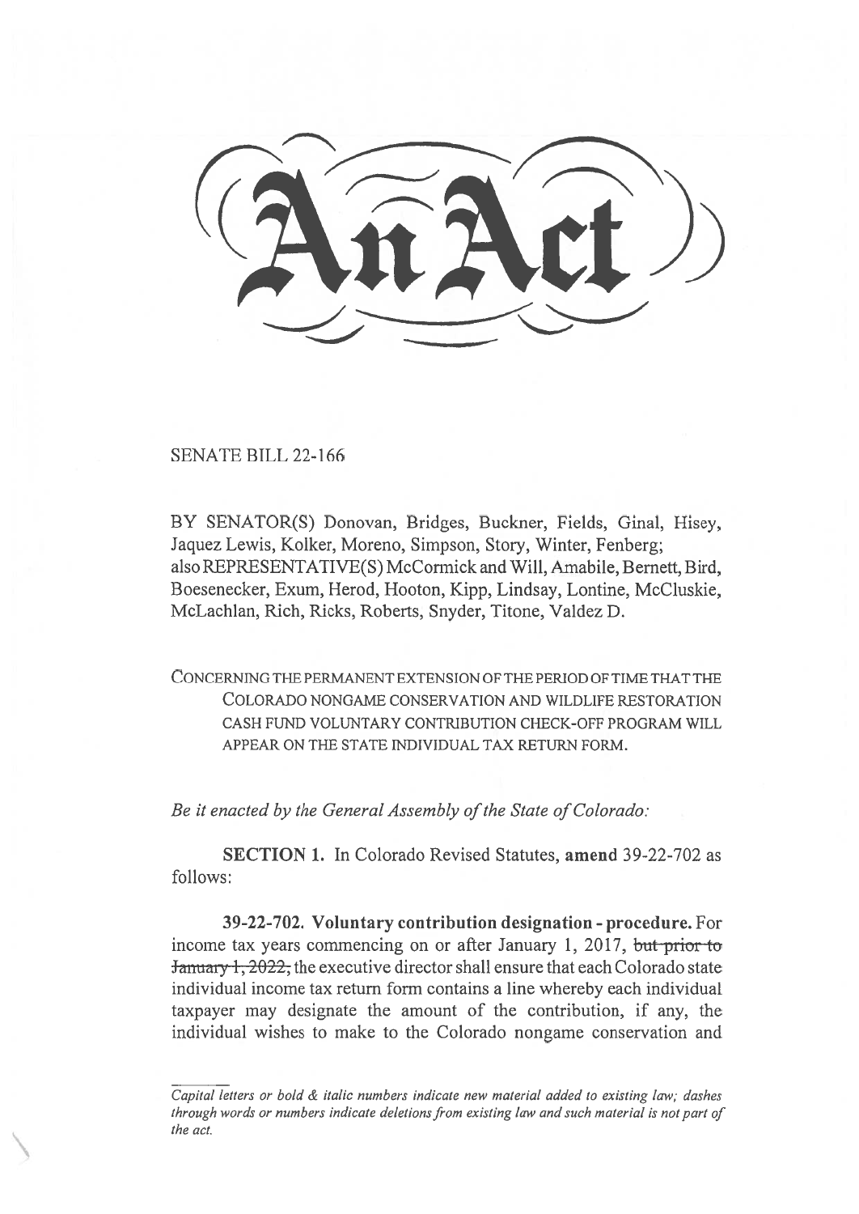# An Act

SENATE BILL 22-166

BY SENATOR(S) Donovan, Bridges, Buckner, Fields, Ginal, Hisey, Jaquez Lewis, Kolker, Moreno, Simpson, Story, Winter, Fenberg;
also REPRESENTATIVE(S) McCormick and Will, Amabile, Bernett, Bird, Boesenecker, Exum, Herod, Hooton, Kipp, Lindsay, Lontine, McCluskie, McLachlan, Rich, Ricks, Roberts, Snyder, Titone, Valdez D.

CONCERNING THE PERMANENT EXTENSION OF THE PERIOD OF TIME THAT THE COLORADO NONGAME CONSERVATION AND WILDLIFE RESTORATION CASH FUND VOLUNTARY CONTRIBUTION CHECK-OFF PROGRAM WILL APPEAR ON THE STATE INDIVIDUAL TAX RETURN FORM.

*Be it enacted by the General Assembly of the State of Colorado:*

**SECTION 1.** In Colorado Revised Statutes, **amend** 39-22-702 as follows:

**39-22-702. Voluntary contribution designation - procedure.** For income tax years commencing on or after January 1, 2017, ~~but prior to January 1, 2022,~~ the executive director shall ensure that each Colorado state individual income tax return form contains a line whereby each individual taxpayer may designate the amount of the contribution, if any, the individual wishes to make to the Colorado nongame conservation and

*Capital letters or bold & italic numbers indicate new material added to existing law; dashes through words or numbers indicate deletions from existing law and such material is not part of the act.*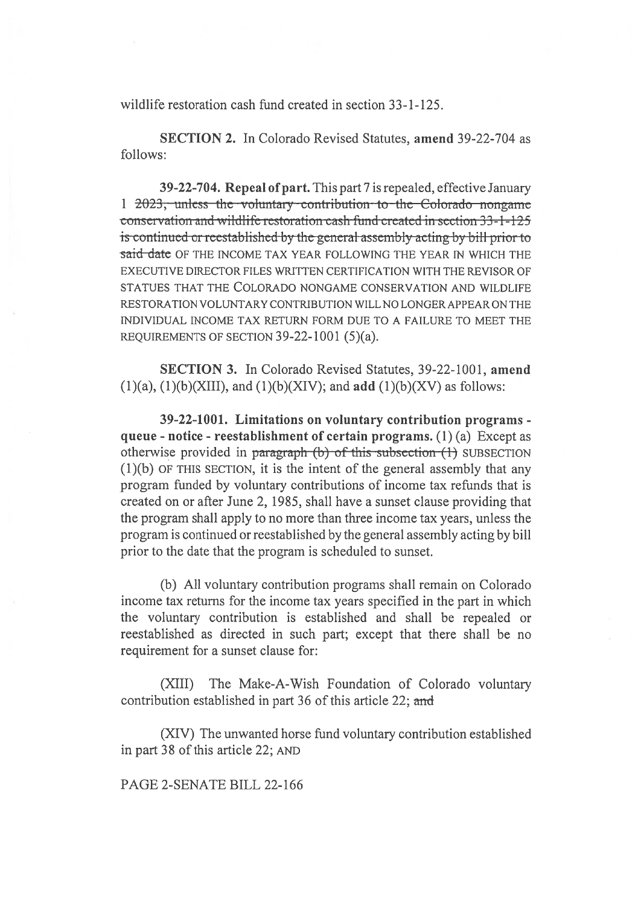wildlife restoration cash fund created in section 33-1-125.

**SECTION 2.** In Colorado Revised Statutes, **amend** 39-22-704 as follows:

**39-22-704. Repeal of part.** This part 7 is repealed, effective January 1 ~~2023, unless the voluntary contribution to the Colorado nongame conservation and wildlife restoration cash fund created in section 33-1-125 is continued or reestablished by the general assembly acting by bill prior to said date~~ OF THE INCOME TAX YEAR FOLLOWING THE YEAR IN WHICH THE EXECUTIVE DIRECTOR FILES WRITTEN CERTIFICATION WITH THE REVISOR OF STATUES THAT THE COLORADO NONGAME CONSERVATION AND WILDLIFE RESTORATION VOLUNTARY CONTRIBUTION WILL NO LONGER APPEAR ON THE INDIVIDUAL INCOME TAX RETURN FORM DUE TO A FAILURE TO MEET THE REQUIREMENTS OF SECTION 39-22-1001 (5)(a).

**SECTION 3.** In Colorado Revised Statutes, 39-22-1001, **amend** (1)(a), (1)(b)(XIII), and (1)(b)(XIV); and **add** (1)(b)(XV) as follows:

**39-22-1001. Limitations on voluntary contribution programs - queue - notice - reestablishment of certain programs.** (1) (a) Except as otherwise provided in ~~paragraph (b) of this subsection (1)~~ SUBSECTION (1)(b) OF THIS SECTION, it is the intent of the general assembly that any program funded by voluntary contributions of income tax refunds that is created on or after June 2, 1985, shall have a sunset clause providing that the program shall apply to no more than three income tax years, unless the program is continued or reestablished by the general assembly acting by bill prior to the date that the program is scheduled to sunset.

(b) All voluntary contribution programs shall remain on Colorado income tax returns for the income tax years specified in the part in which the voluntary contribution is established and shall be repealed or reestablished as directed in such part; except that there shall be no requirement for a sunset clause for:

(XIII) The Make-A-Wish Foundation of Colorado voluntary contribution established in part 36 of this article 22; ~~and~~

(XIV) The unwanted horse fund voluntary contribution established in part 38 of this article 22; AND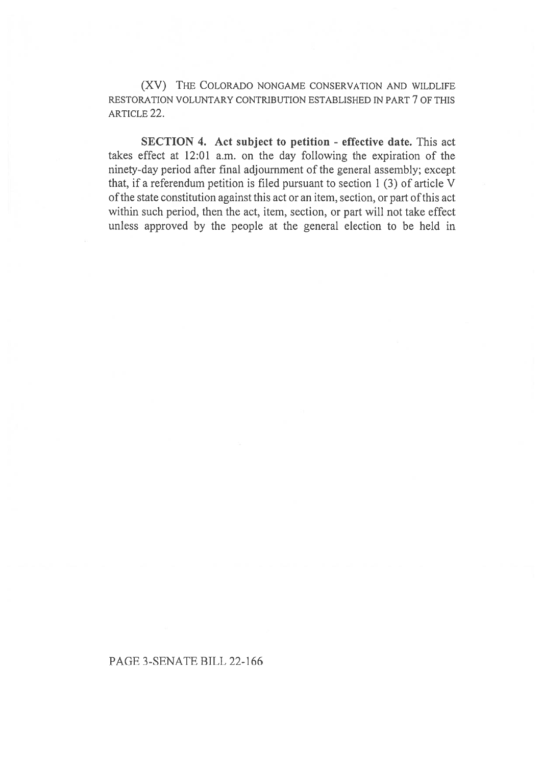(XV) THE COLORADO NONGAME CONSERVATION AND WILDLIFE RESTORATION VOLUNTARY CONTRIBUTION ESTABLISHED IN PART 7 OF THIS ARTICLE 22.

**SECTION 4. Act subject to petition - effective date.** This act takes effect at 12:01 a.m. on the day following the expiration of the ninety-day period after final adjournment of the general assembly; except that, if a referendum petition is filed pursuant to section 1 (3) of article V of the state constitution against this act or an item, section, or part of this act within such period, then the act, item, section, or part will not take effect unless approved by the people at the general election to be held in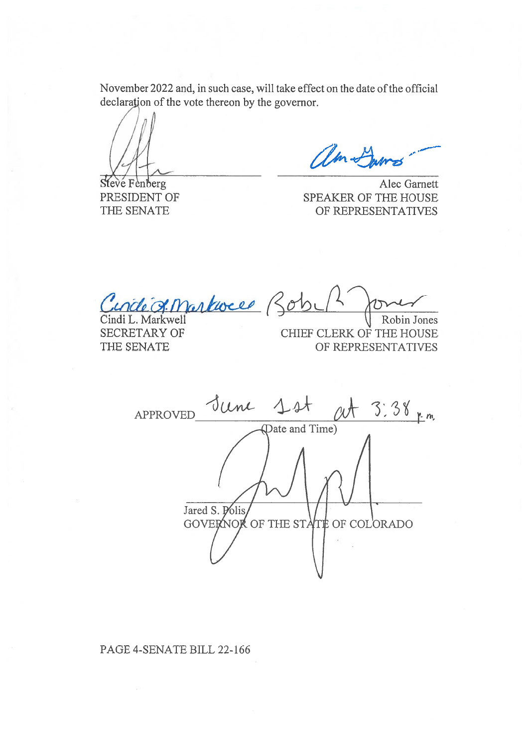November 2022 and, in such case, will take effect on the date of the official declaration of the vote thereon by the governor.

Steve Fenberg
PRESIDENT OF
THE SENATE

Alec Garnett
SPEAKER OF THE HOUSE
OF REPRESENTATIVES

Cindi L. Markwell
SECRETARY OF
THE SENATE

Robin Jones
CHIEF CLERK OF THE HOUSE
OF REPRESENTATIVES

APPROVED June 1st at 3:38 p.m.
(Date and Time)

Jared S. Polis
GOVERNOR OF THE STATE OF COLORADO

PAGE 4-SENATE BILL 22-166